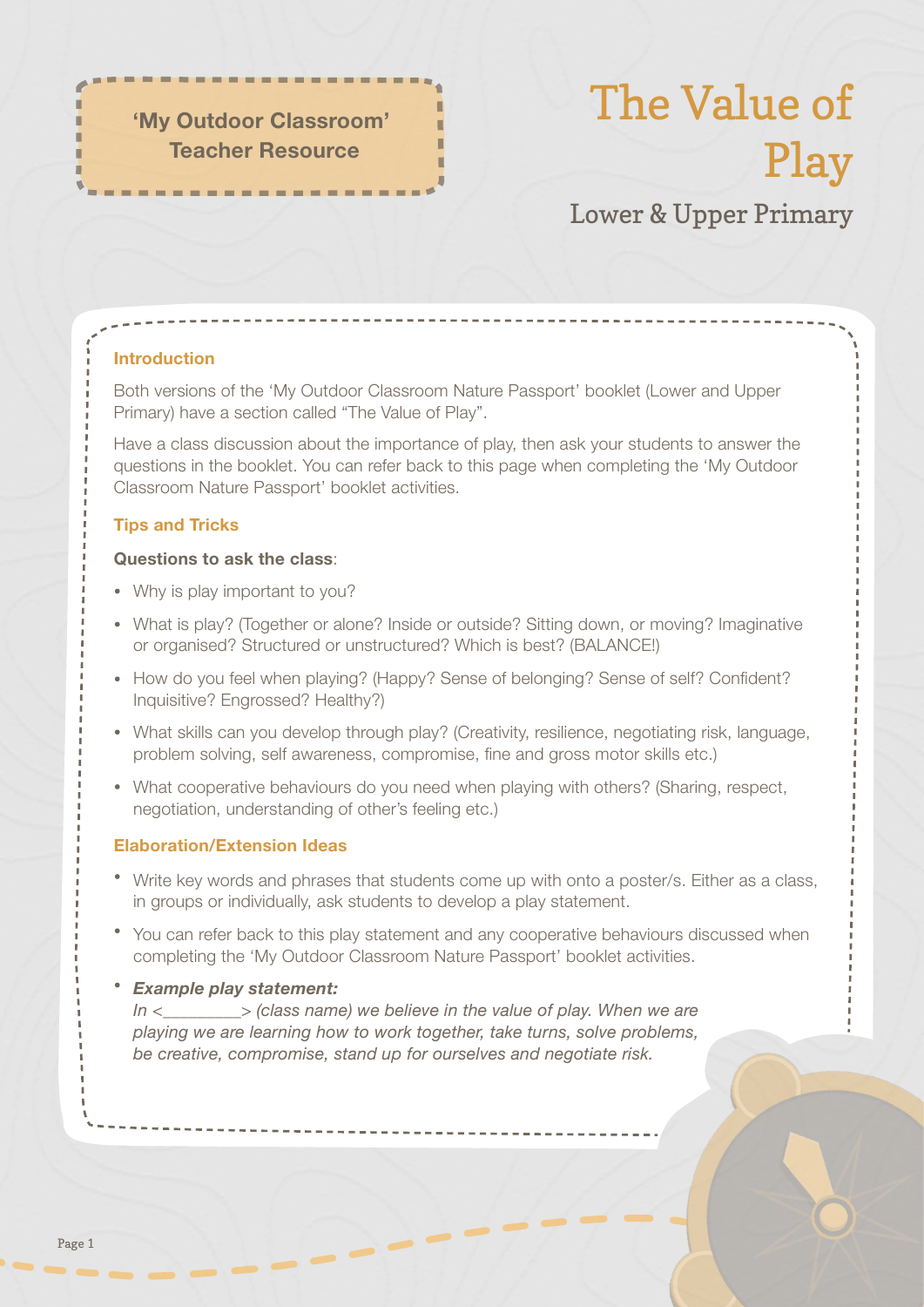**'My Outdoor Classroom' Teacher Resource**

# The Value of Play

## Lower & Upper Primary

### Introduction

Both versions of the 'My Outdoor Classroom Nature Passport' booklet (Lower and Upper Primary) have a section called "The Value of Play".

Have a class discussion about the importance of play, then ask your students to answer the questions in the booklet. You can refer back to this page when completing the 'My Outdoor Classroom Nature Passport' booklet activities.

### Tips and Tricks

**Questions to ask the class**:

- Why is play important to you?
- What is play? (Together or alone? Inside or outside? Sitting down, or moving? Imaginative or organised? Structured or unstructured? Which is best? (BALANCE!)
- How do you feel when playing? (Happy? Sense of belonging? Sense of self? Confident? Inquisitive? Engrossed? Healthy?)
- What skills can you develop through play? (Creativity, resilience, negotiating risk, language, problem solving, self awareness, compromise, fine and gross motor skills etc.)
- What cooperative behaviours do you need when playing with others? (Sharing, respect, negotiation, understanding of other's feeling etc.)

### Elaboration/Extension Ideas

- Write key words and phrases that students come up with onto a poster/s. Either as a class, in groups or individually, ask students to develop a play statement.
- You can refer back to this play statement and any cooperative behaviours discussed when completing the 'My Outdoor Classroom Nature Passport' booklet activities.
- ***Example play statement:***
  *In <________> (class name) we believe in the value of play. When we are playing we are learning how to work together, take turns, solve problems, be creative, compromise, stand up for ourselves and negotiate risk.*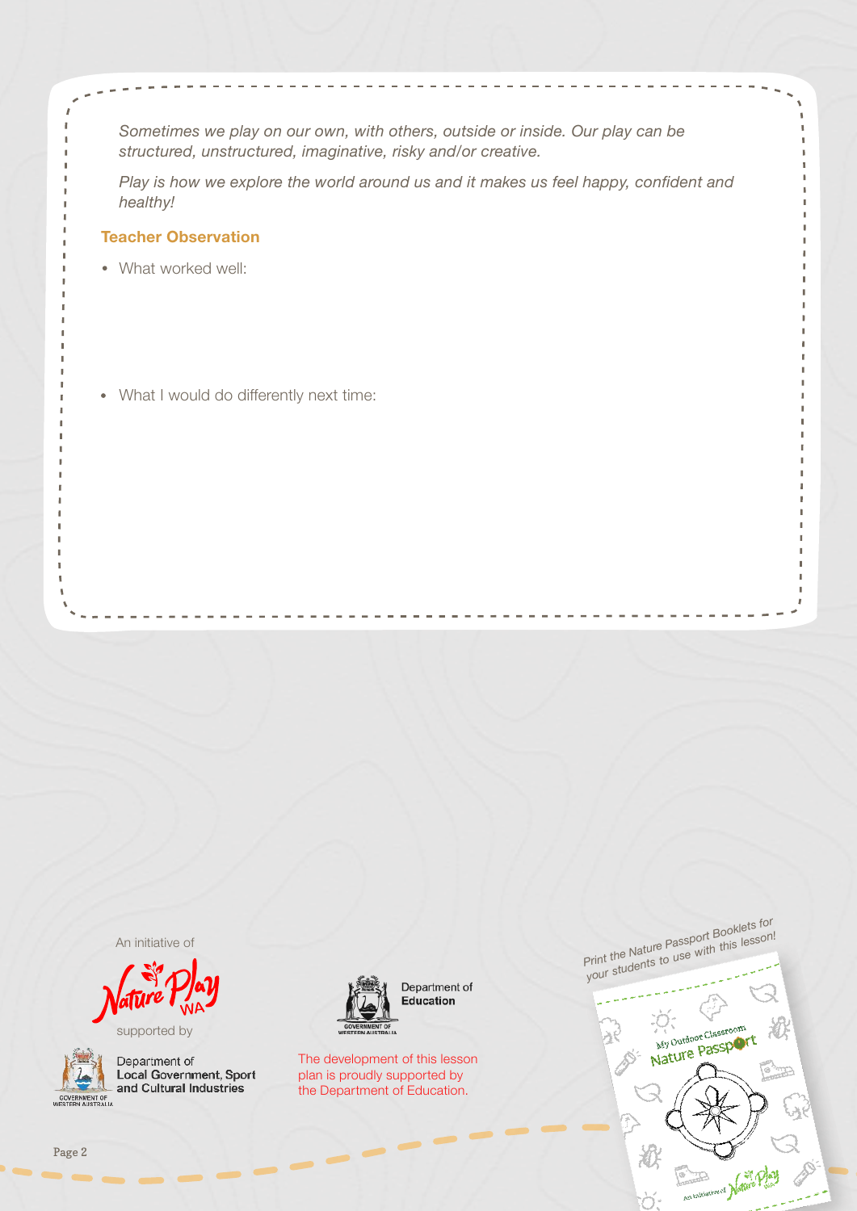*Sometimes we play on our own, with others, outside or inside. Our play can be structured, unstructured, imaginative, risky and/or creative.*

*Play is how we explore the world around us and it makes us feel happy, confident and healthy!*

### Teacher Observation

- What worked well:

- What I would do differently next time:

An initiative of

Nature Play WA

supported by

Department of Local Government, Sport and Cultural Industries

Department of Education

The development of this lesson plan is proudly supported by the Department of Education.

Print the Nature Passport Booklets for your students to use with this lesson!